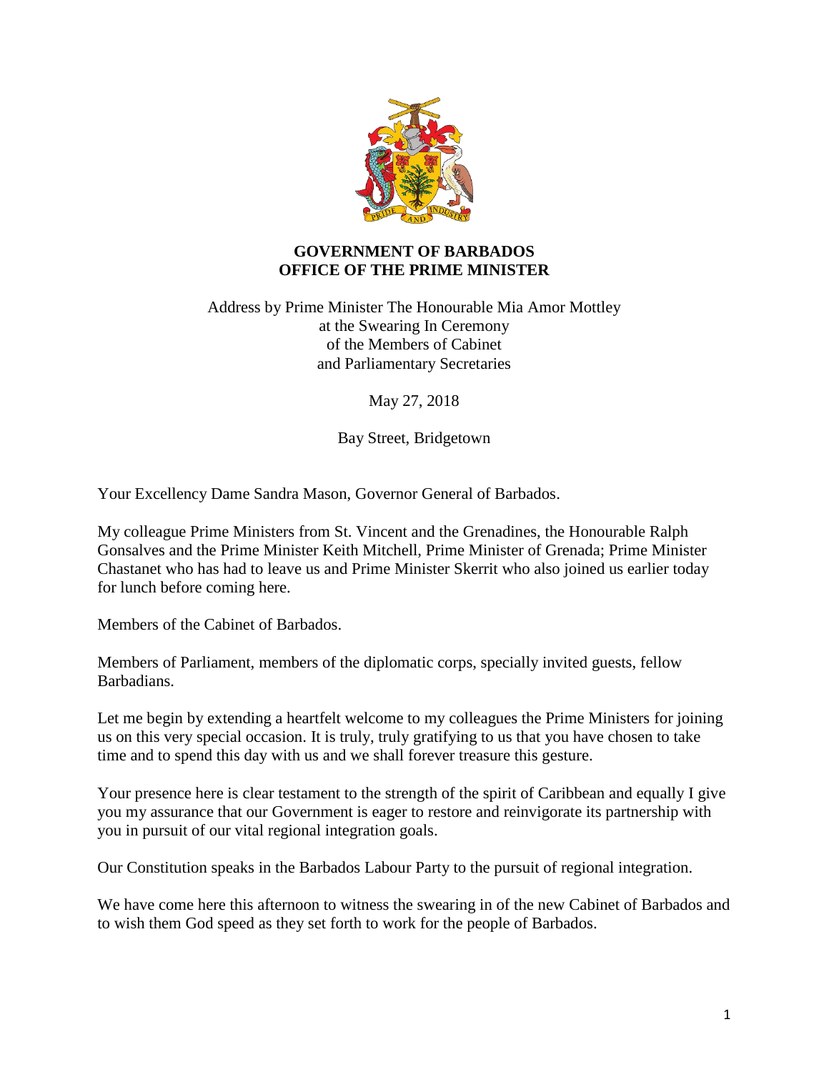**GOVERNMENT OF BARBADOS**
**OFFICE OF THE PRIME MINISTER**

Address by Prime Minister The Honourable Mia Amor Mottley
at the Swearing In Ceremony
of the Members of Cabinet
and Parliamentary Secretaries

May 27, 2018

Bay Street, Bridgetown

Your Excellency Dame Sandra Mason, Governor General of Barbados.

My colleague Prime Ministers from St. Vincent and the Grenadines, the Honourable Ralph Gonsalves and the Prime Minister Keith Mitchell, Prime Minister of Grenada; Prime Minister Chastanet who has had to leave us and Prime Minister Skerrit who also joined us earlier today for lunch before coming here.

Members of the Cabinet of Barbados.

Members of Parliament, members of the diplomatic corps, specially invited guests, fellow Barbadians.

Let me begin by extending a heartfelt welcome to my colleagues the Prime Ministers for joining us on this very special occasion. It is truly, truly gratifying to us that you have chosen to take time and to spend this day with us and we shall forever treasure this gesture.

Your presence here is clear testament to the strength of the spirit of Caribbean and equally I give you my assurance that our Government is eager to restore and reinvigorate its partnership with you in pursuit of our vital regional integration goals.

Our Constitution speaks in the Barbados Labour Party to the pursuit of regional integration.

We have come here this afternoon to witness the swearing in of the new Cabinet of Barbados and to wish them God speed as they set forth to work for the people of Barbados.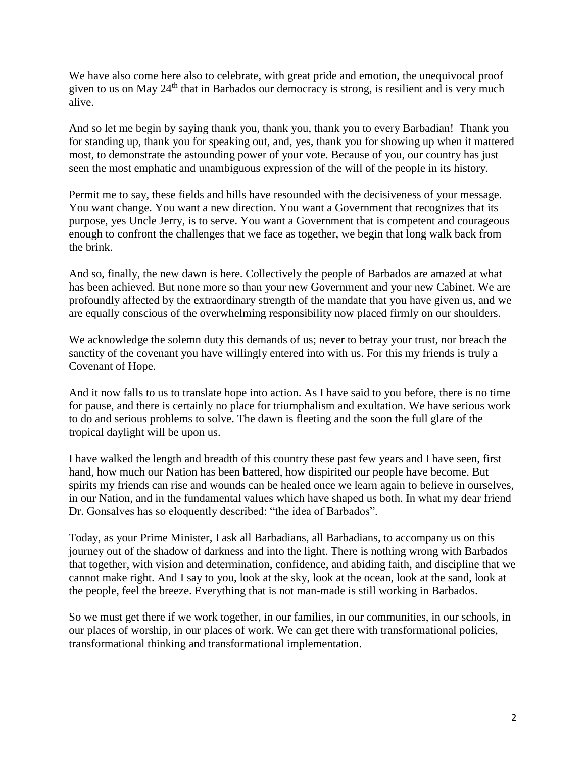We have also come here also to celebrate, with great pride and emotion, the unequivocal proof given to us on May 24th that in Barbados our democracy is strong, is resilient and is very much alive.

And so let me begin by saying thank you, thank you, thank you to every Barbadian! Thank you for standing up, thank you for speaking out, and, yes, thank you for showing up when it mattered most, to demonstrate the astounding power of your vote. Because of you, our country has just seen the most emphatic and unambiguous expression of the will of the people in its history.

Permit me to say, these fields and hills have resounded with the decisiveness of your message. You want change. You want a new direction. You want a Government that recognizes that its purpose, yes Uncle Jerry, is to serve. You want a Government that is competent and courageous enough to confront the challenges that we face as together, we begin that long walk back from the brink.

And so, finally, the new dawn is here. Collectively the people of Barbados are amazed at what has been achieved. But none more so than your new Government and your new Cabinet. We are profoundly affected by the extraordinary strength of the mandate that you have given us, and we are equally conscious of the overwhelming responsibility now placed firmly on our shoulders.

We acknowledge the solemn duty this demands of us; never to betray your trust, nor breach the sanctity of the covenant you have willingly entered into with us. For this my friends is truly a Covenant of Hope.

And it now falls to us to translate hope into action. As I have said to you before, there is no time for pause, and there is certainly no place for triumphalism and exultation. We have serious work to do and serious problems to solve. The dawn is fleeting and the soon the full glare of the tropical daylight will be upon us.

I have walked the length and breadth of this country these past few years and I have seen, first hand, how much our Nation has been battered, how dispirited our people have become. But spirits my friends can rise and wounds can be healed once we learn again to believe in ourselves, in our Nation, and in the fundamental values which have shaped us both. In what my dear friend Dr. Gonsalves has so eloquently described: "the idea of Barbados".

Today, as your Prime Minister, I ask all Barbadians, all Barbadians, to accompany us on this journey out of the shadow of darkness and into the light. There is nothing wrong with Barbados that together, with vision and determination, confidence, and abiding faith, and discipline that we cannot make right. And I say to you, look at the sky, look at the ocean, look at the sand, look at the people, feel the breeze. Everything that is not man-made is still working in Barbados.

So we must get there if we work together, in our families, in our communities, in our schools, in our places of worship, in our places of work. We can get there with transformational policies, transformational thinking and transformational implementation.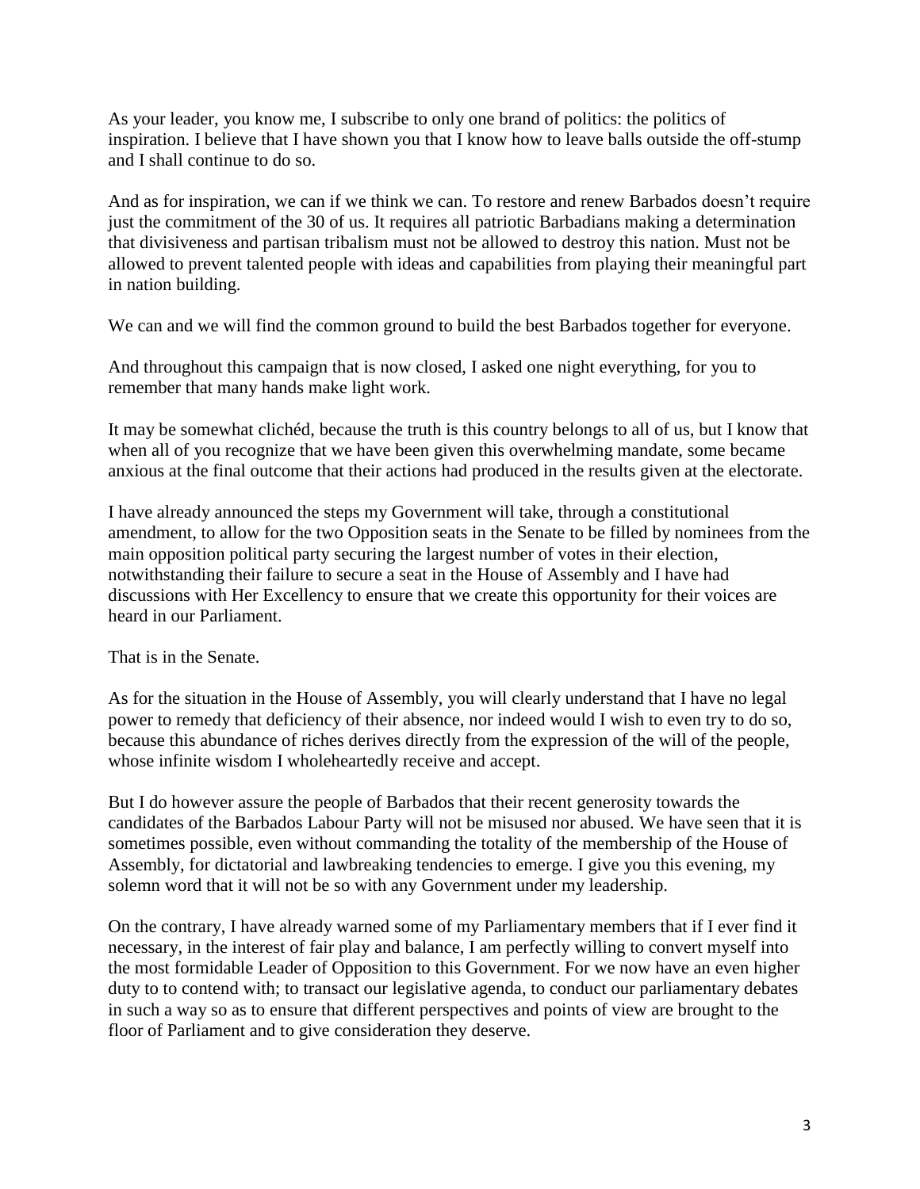As your leader, you know me, I subscribe to only one brand of politics: the politics of inspiration. I believe that I have shown you that I know how to leave balls outside the off-stump and I shall continue to do so.

And as for inspiration, we can if we think we can. To restore and renew Barbados doesn't require just the commitment of the 30 of us. It requires all patriotic Barbadians making a determination that divisiveness and partisan tribalism must not be allowed to destroy this nation. Must not be allowed to prevent talented people with ideas and capabilities from playing their meaningful part in nation building.

We can and we will find the common ground to build the best Barbados together for everyone.

And throughout this campaign that is now closed, I asked one night everything, for you to remember that many hands make light work.

It may be somewhat clichéd, because the truth is this country belongs to all of us, but I know that when all of you recognize that we have been given this overwhelming mandate, some became anxious at the final outcome that their actions had produced in the results given at the electorate.

I have already announced the steps my Government will take, through a constitutional amendment, to allow for the two Opposition seats in the Senate to be filled by nominees from the main opposition political party securing the largest number of votes in their election, notwithstanding their failure to secure a seat in the House of Assembly and I have had discussions with Her Excellency to ensure that we create this opportunity for their voices are heard in our Parliament.

That is in the Senate.

As for the situation in the House of Assembly, you will clearly understand that I have no legal power to remedy that deficiency of their absence, nor indeed would I wish to even try to do so, because this abundance of riches derives directly from the expression of the will of the people, whose infinite wisdom I wholeheartedly receive and accept.

But I do however assure the people of Barbados that their recent generosity towards the candidates of the Barbados Labour Party will not be misused nor abused. We have seen that it is sometimes possible, even without commanding the totality of the membership of the House of Assembly, for dictatorial and lawbreaking tendencies to emerge. I give you this evening, my solemn word that it will not be so with any Government under my leadership.

On the contrary, I have already warned some of my Parliamentary members that if I ever find it necessary, in the interest of fair play and balance, I am perfectly willing to convert myself into the most formidable Leader of Opposition to this Government. For we now have an even higher duty to to contend with; to transact our legislative agenda, to conduct our parliamentary debates in such a way so as to ensure that different perspectives and points of view are brought to the floor of Parliament and to give consideration they deserve.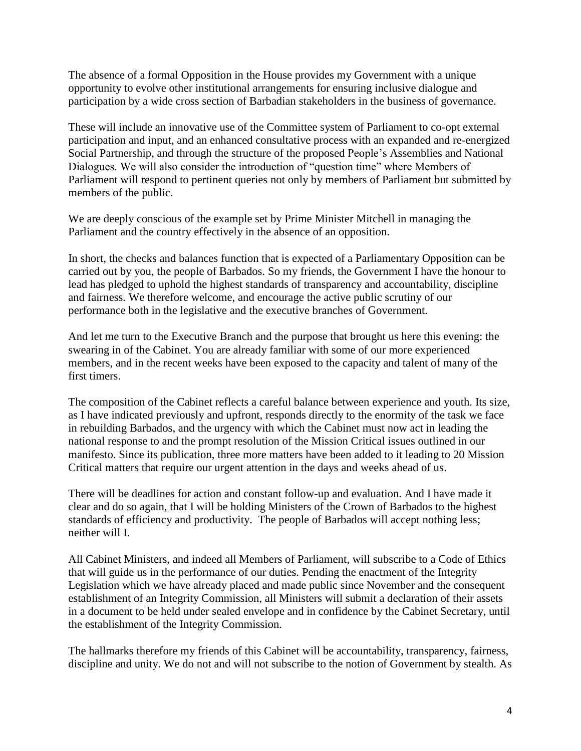The absence of a formal Opposition in the House provides my Government with a unique opportunity to evolve other institutional arrangements for ensuring inclusive dialogue and participation by a wide cross section of Barbadian stakeholders in the business of governance.

These will include an innovative use of the Committee system of Parliament to co-opt external participation and input, and an enhanced consultative process with an expanded and re-energized Social Partnership, and through the structure of the proposed People's Assemblies and National Dialogues. We will also consider the introduction of "question time" where Members of Parliament will respond to pertinent queries not only by members of Parliament but submitted by members of the public.

We are deeply conscious of the example set by Prime Minister Mitchell in managing the Parliament and the country effectively in the absence of an opposition.

In short, the checks and balances function that is expected of a Parliamentary Opposition can be carried out by you, the people of Barbados. So my friends, the Government I have the honour to lead has pledged to uphold the highest standards of transparency and accountability, discipline and fairness. We therefore welcome, and encourage the active public scrutiny of our performance both in the legislative and the executive branches of Government.

And let me turn to the Executive Branch and the purpose that brought us here this evening: the swearing in of the Cabinet. You are already familiar with some of our more experienced members, and in the recent weeks have been exposed to the capacity and talent of many of the first timers.

The composition of the Cabinet reflects a careful balance between experience and youth. Its size, as I have indicated previously and upfront, responds directly to the enormity of the task we face in rebuilding Barbados, and the urgency with which the Cabinet must now act in leading the national response to and the prompt resolution of the Mission Critical issues outlined in our manifesto. Since its publication, three more matters have been added to it leading to 20 Mission Critical matters that require our urgent attention in the days and weeks ahead of us.

There will be deadlines for action and constant follow-up and evaluation. And I have made it clear and do so again, that I will be holding Ministers of the Crown of Barbados to the highest standards of efficiency and productivity. The people of Barbados will accept nothing less; neither will I.

All Cabinet Ministers, and indeed all Members of Parliament, will subscribe to a Code of Ethics that will guide us in the performance of our duties. Pending the enactment of the Integrity Legislation which we have already placed and made public since November and the consequent establishment of an Integrity Commission, all Ministers will submit a declaration of their assets in a document to be held under sealed envelope and in confidence by the Cabinet Secretary, until the establishment of the Integrity Commission.

The hallmarks therefore my friends of this Cabinet will be accountability, transparency, fairness, discipline and unity. We do not and will not subscribe to the notion of Government by stealth. As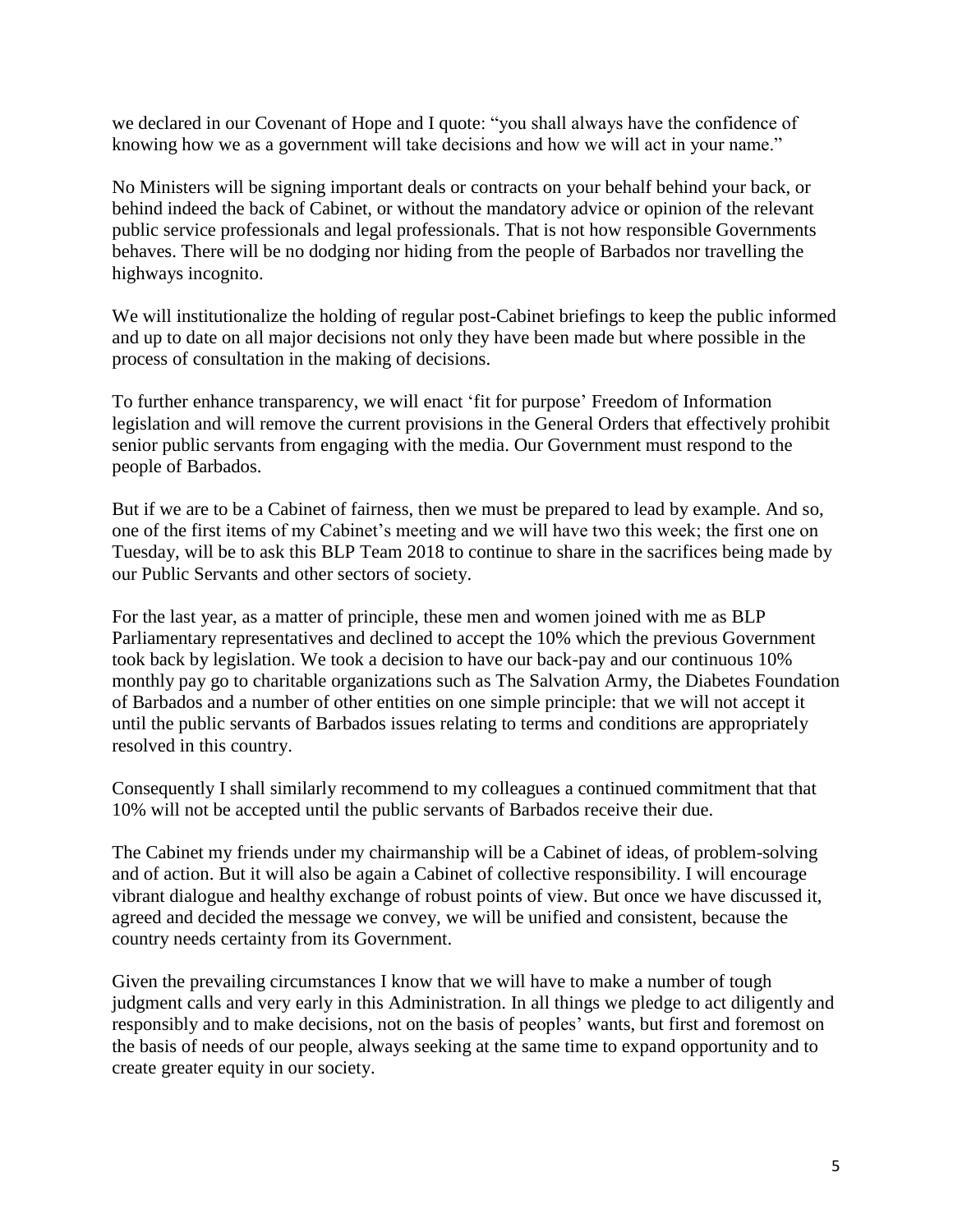we declared in our Covenant of Hope and I quote: "you shall always have the confidence of knowing how we as a government will take decisions and how we will act in your name."

No Ministers will be signing important deals or contracts on your behalf behind your back, or behind indeed the back of Cabinet, or without the mandatory advice or opinion of the relevant public service professionals and legal professionals. That is not how responsible Governments behaves. There will be no dodging nor hiding from the people of Barbados nor travelling the highways incognito.

We will institutionalize the holding of regular post-Cabinet briefings to keep the public informed and up to date on all major decisions not only they have been made but where possible in the process of consultation in the making of decisions.

To further enhance transparency, we will enact 'fit for purpose' Freedom of Information legislation and will remove the current provisions in the General Orders that effectively prohibit senior public servants from engaging with the media. Our Government must respond to the people of Barbados.

But if we are to be a Cabinet of fairness, then we must be prepared to lead by example. And so, one of the first items of my Cabinet's meeting and we will have two this week; the first one on Tuesday, will be to ask this BLP Team 2018 to continue to share in the sacrifices being made by our Public Servants and other sectors of society.

For the last year, as a matter of principle, these men and women joined with me as BLP Parliamentary representatives and declined to accept the 10% which the previous Government took back by legislation. We took a decision to have our back-pay and our continuous 10% monthly pay go to charitable organizations such as The Salvation Army, the Diabetes Foundation of Barbados and a number of other entities on one simple principle: that we will not accept it until the public servants of Barbados issues relating to terms and conditions are appropriately resolved in this country.

Consequently I shall similarly recommend to my colleagues a continued commitment that that 10% will not be accepted until the public servants of Barbados receive their due.

The Cabinet my friends under my chairmanship will be a Cabinet of ideas, of problem-solving and of action. But it will also be again a Cabinet of collective responsibility. I will encourage vibrant dialogue and healthy exchange of robust points of view. But once we have discussed it, agreed and decided the message we convey, we will be unified and consistent, because the country needs certainty from its Government.

Given the prevailing circumstances I know that we will have to make a number of tough judgment calls and very early in this Administration. In all things we pledge to act diligently and responsibly and to make decisions, not on the basis of peoples' wants, but first and foremost on the basis of needs of our people, always seeking at the same time to expand opportunity and to create greater equity in our society.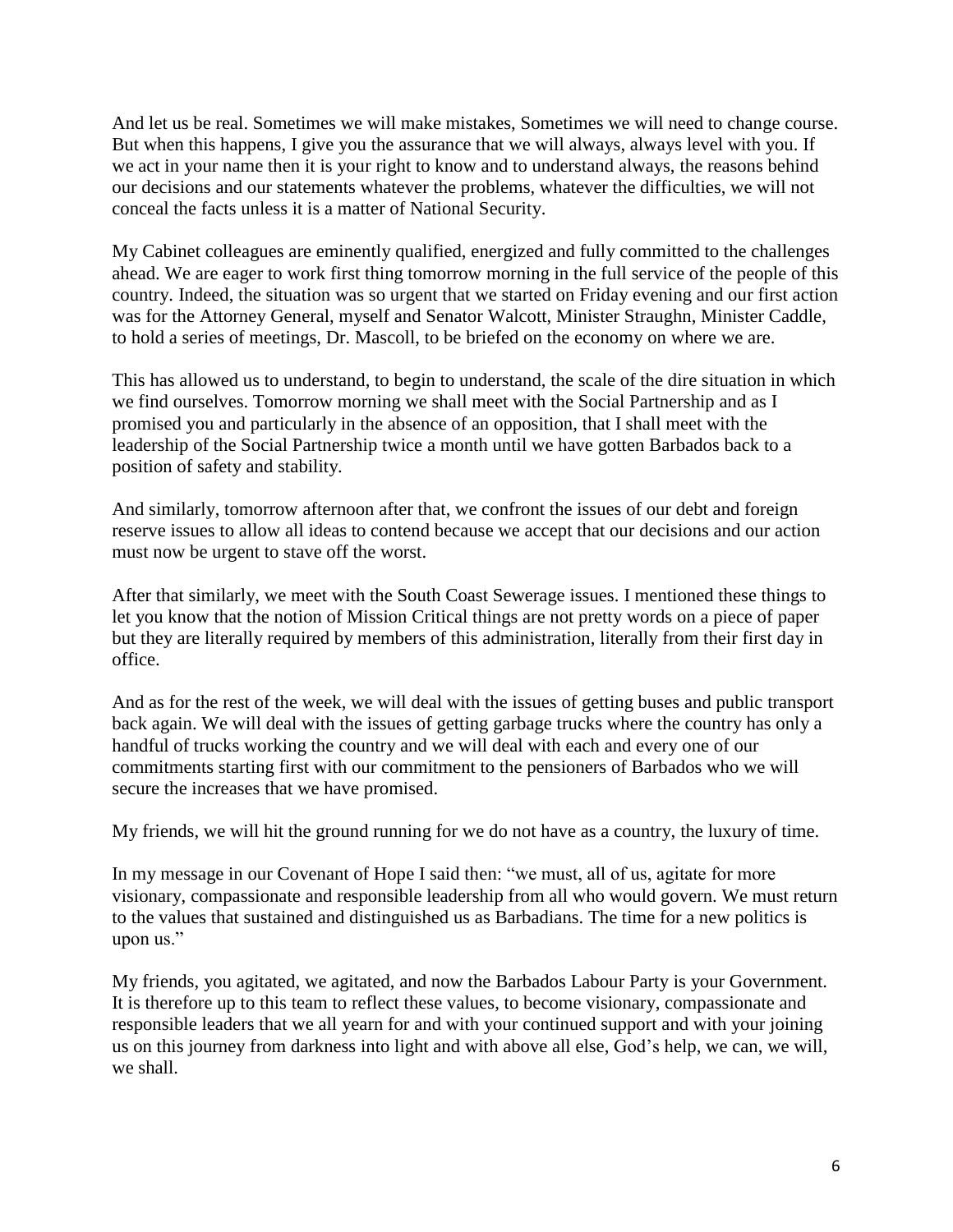And let us be real. Sometimes we will make mistakes, Sometimes we will need to change course. But when this happens, I give you the assurance that we will always, always level with you. If we act in your name then it is your right to know and to understand always, the reasons behind our decisions and our statements whatever the problems, whatever the difficulties, we will not conceal the facts unless it is a matter of National Security.

My Cabinet colleagues are eminently qualified, energized and fully committed to the challenges ahead. We are eager to work first thing tomorrow morning in the full service of the people of this country. Indeed, the situation was so urgent that we started on Friday evening and our first action was for the Attorney General, myself and Senator Walcott, Minister Straughn, Minister Caddle, to hold a series of meetings, Dr. Mascoll, to be briefed on the economy on where we are.

This has allowed us to understand, to begin to understand, the scale of the dire situation in which we find ourselves. Tomorrow morning we shall meet with the Social Partnership and as I promised you and particularly in the absence of an opposition, that I shall meet with the leadership of the Social Partnership twice a month until we have gotten Barbados back to a position of safety and stability.

And similarly, tomorrow afternoon after that, we confront the issues of our debt and foreign reserve issues to allow all ideas to contend because we accept that our decisions and our action must now be urgent to stave off the worst.

After that similarly, we meet with the South Coast Sewerage issues. I mentioned these things to let you know that the notion of Mission Critical things are not pretty words on a piece of paper but they are literally required by members of this administration, literally from their first day in office.

And as for the rest of the week, we will deal with the issues of getting buses and public transport back again. We will deal with the issues of getting garbage trucks where the country has only a handful of trucks working the country and we will deal with each and every one of our commitments starting first with our commitment to the pensioners of Barbados who we will secure the increases that we have promised.

My friends, we will hit the ground running for we do not have as a country, the luxury of time.

In my message in our Covenant of Hope I said then: "we must, all of us, agitate for more visionary, compassionate and responsible leadership from all who would govern. We must return to the values that sustained and distinguished us as Barbadians. The time for a new politics is upon us."

My friends, you agitated, we agitated, and now the Barbados Labour Party is your Government. It is therefore up to this team to reflect these values, to become visionary, compassionate and responsible leaders that we all yearn for and with your continued support and with your joining us on this journey from darkness into light and with above all else, God's help, we can, we will, we shall.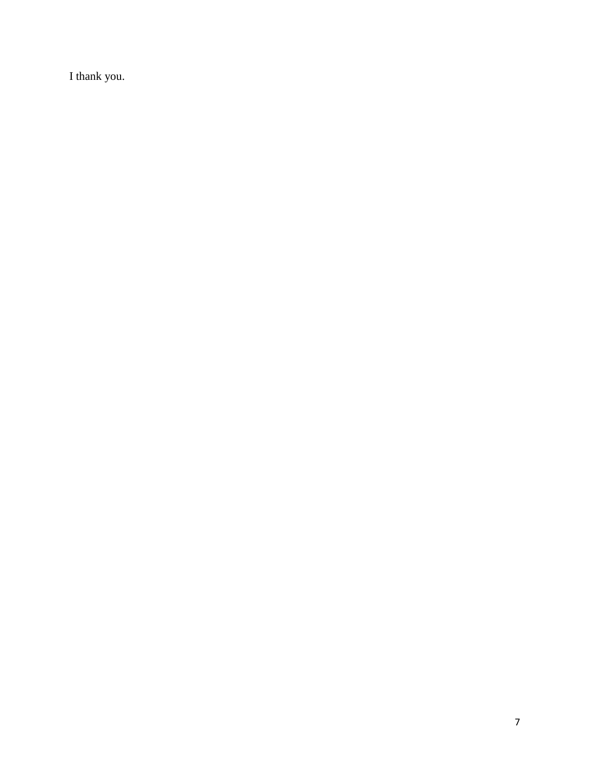I thank you.